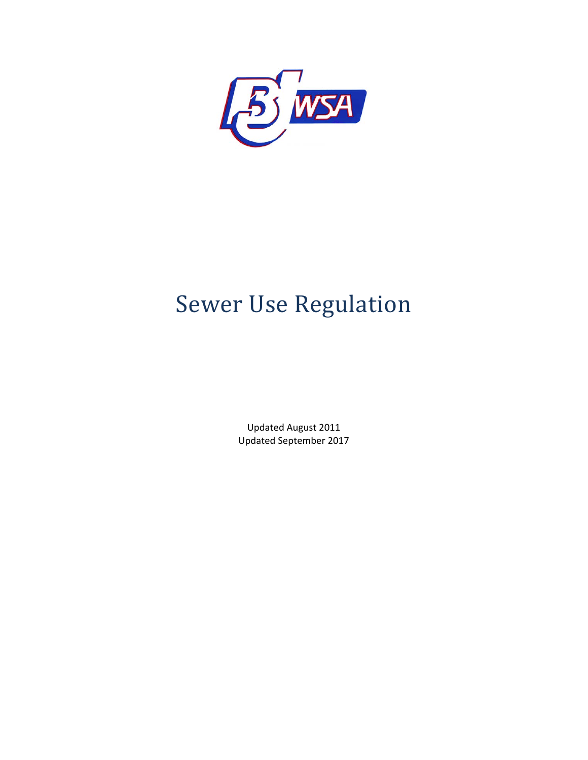# Sewer Use Regulation

Updated August 2011
Updated September 2017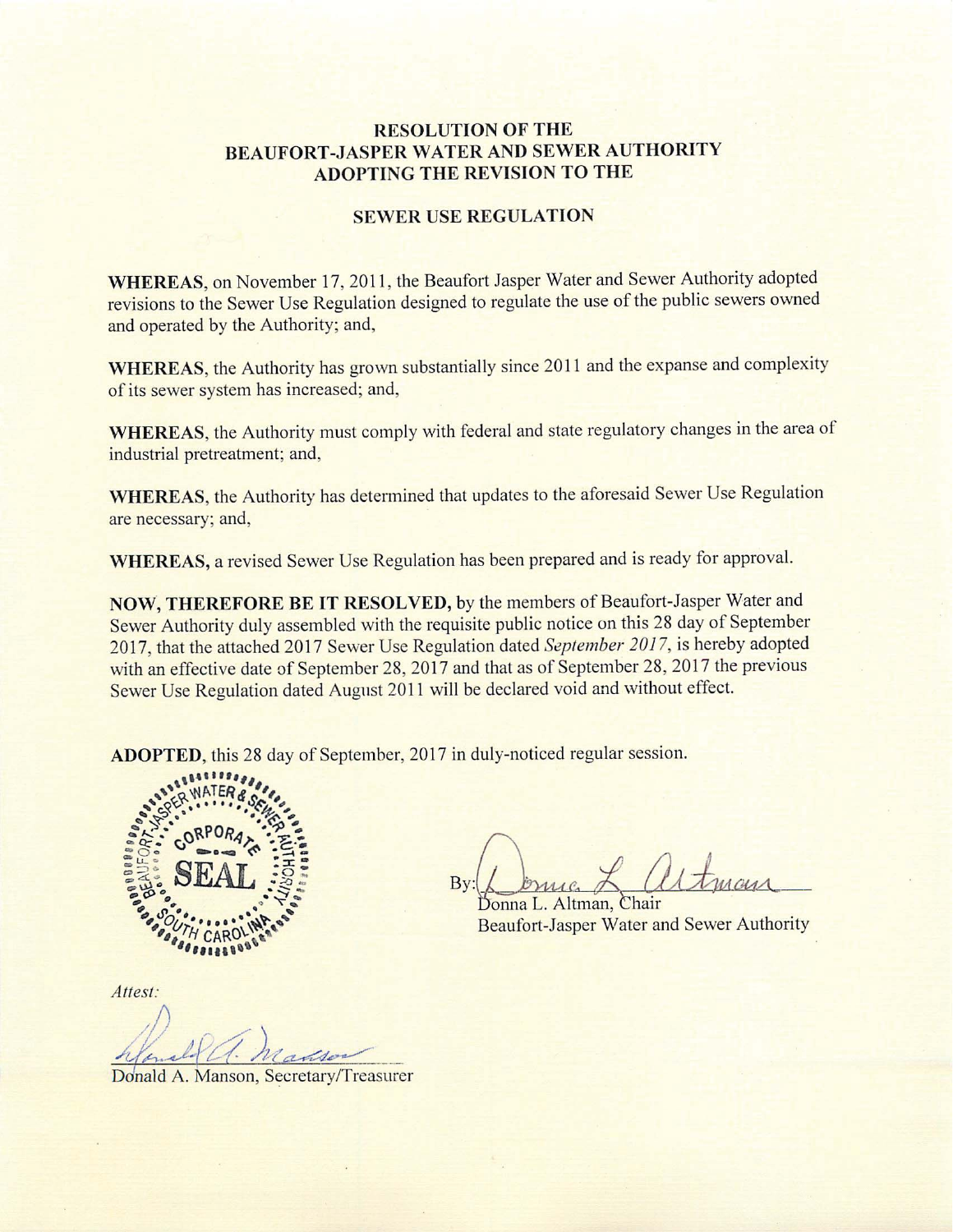# RESOLUTION OF THE BEAUFORT-JASPER WATER AND SEWER AUTHORITY ADOPTING THE REVISION TO THE

## SEWER USE REGULATION

**WHEREAS**, on November 17, 2011, the Beaufort Jasper Water and Sewer Authority adopted revisions to the Sewer Use Regulation designed to regulate the use of the public sewers owned and operated by the Authority; and,

**WHEREAS**, the Authority has grown substantially since 2011 and the expanse and complexity of its sewer system has increased; and,

**WHEREAS**, the Authority must comply with federal and state regulatory changes in the area of industrial pretreatment; and,

**WHEREAS**, the Authority has determined that updates to the aforesaid Sewer Use Regulation are necessary; and,

**WHEREAS,** a revised Sewer Use Regulation has been prepared and is ready for approval.

**NOW, THEREFORE BE IT RESOLVED,** by the members of Beaufort-Jasper Water and Sewer Authority duly assembled with the requisite public notice on this 28 day of September 2017, that the attached 2017 Sewer Use Regulation dated *September 2017*, is hereby adopted with an effective date of September 28, 2017 and that as of September 28, 2017 the previous Sewer Use Regulation dated August 2011 will be declared void and without effect.

**ADOPTED**, this 28 day of September, 2017 in duly-noticed regular session.

BEAUFORT-JASPER WATER & SEWER AUTHORITY CORPORATE SEAL SOUTH CAROLINA

By: Donna L. Altman
Donna L. Altman, Chair
Beaufort-Jasper Water and Sewer Authority

*Attest:*

Donald A. Manson
Donald A. Manson, Secretary/Treasurer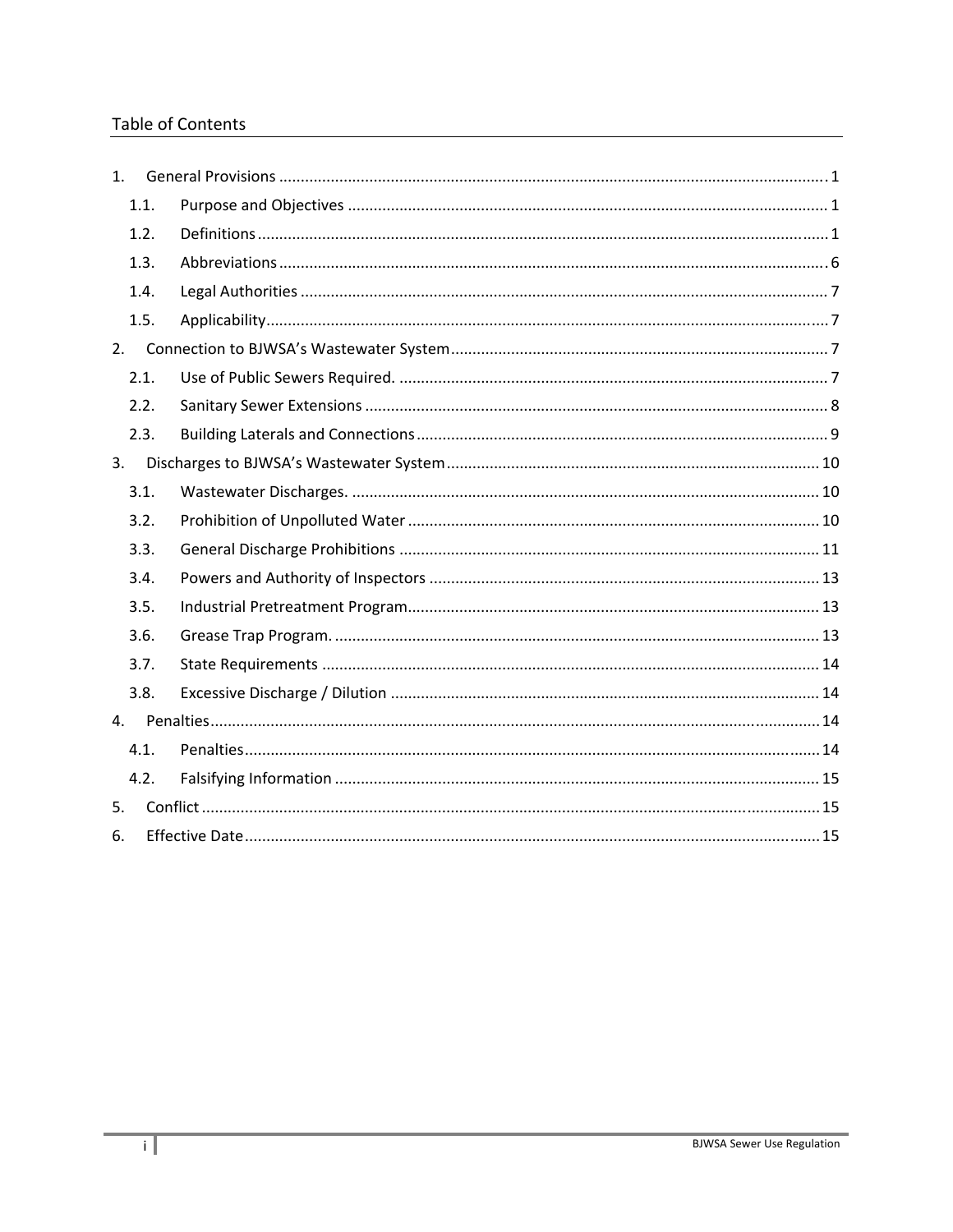## Table of Contents

1. General Provisions ..... 1
   - 1.1. Purpose and Objectives ..... 1
   - 1.2. Definitions ..... 1
   - 1.3. Abbreviations ..... 6
   - 1.4. Legal Authorities ..... 7
   - 1.5. Applicability ..... 7
2. Connection to BJWSA's Wastewater System ..... 7
   - 2.1. Use of Public Sewers Required. ..... 7
   - 2.2. Sanitary Sewer Extensions ..... 8
   - 2.3. Building Laterals and Connections ..... 9
3. Discharges to BJWSA's Wastewater System ..... 10
   - 3.1. Wastewater Discharges. ..... 10
   - 3.2. Prohibition of Unpolluted Water ..... 10
   - 3.3. General Discharge Prohibitions ..... 11
   - 3.4. Powers and Authority of Inspectors ..... 13
   - 3.5. Industrial Pretreatment Program ..... 13
   - 3.6. Grease Trap Program. ..... 13
   - 3.7. State Requirements ..... 14
   - 3.8. Excessive Discharge / Dilution ..... 14
4. Penalties ..... 14
   - 4.1. Penalties ..... 14
   - 4.2. Falsifying Information ..... 15
5. Conflict ..... 15
6. Effective Date ..... 15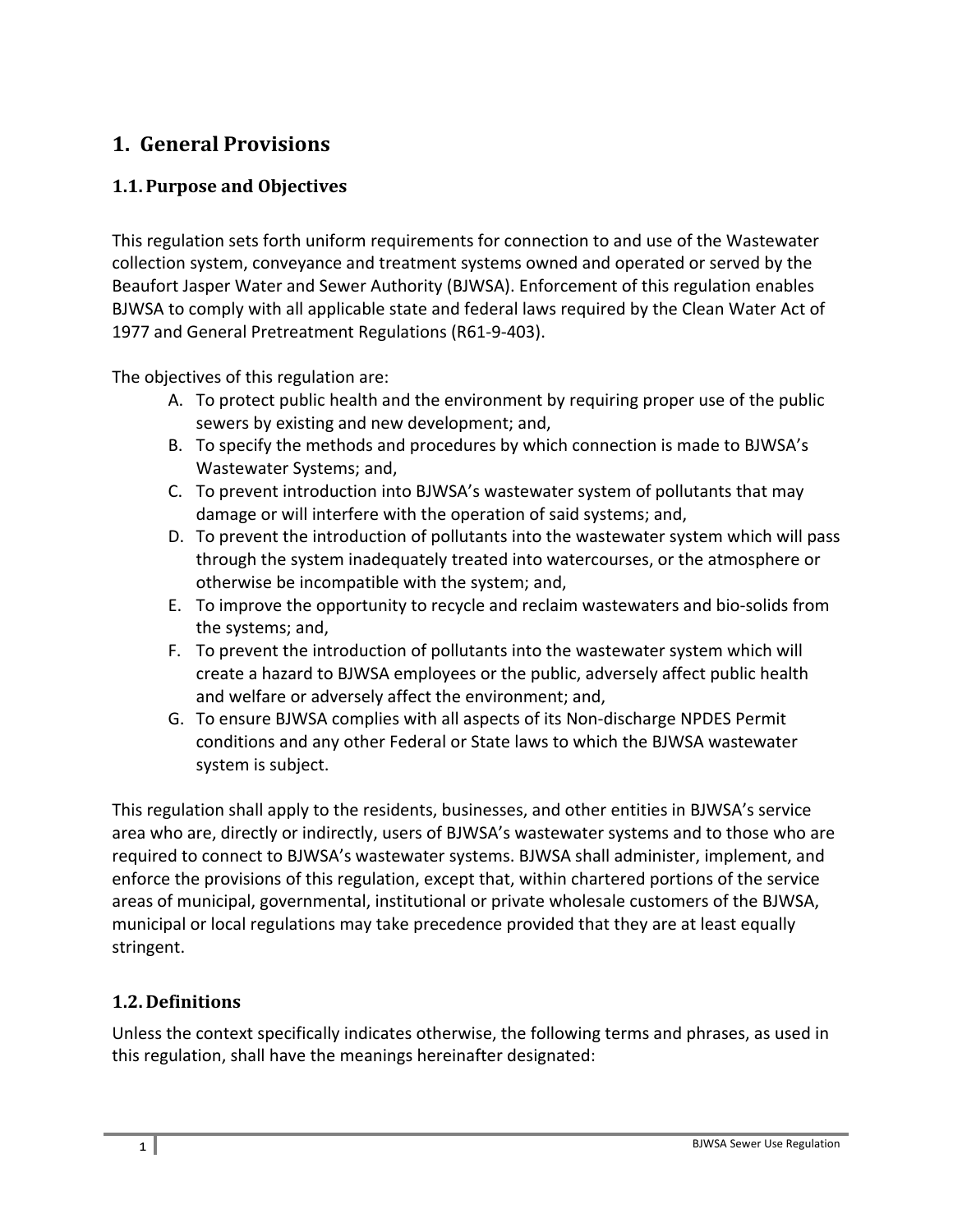# 1. General Provisions

## 1.1. Purpose and Objectives

This regulation sets forth uniform requirements for connection to and use of the Wastewater collection system, conveyance and treatment systems owned and operated or served by the Beaufort Jasper Water and Sewer Authority (BJWSA). Enforcement of this regulation enables BJWSA to comply with all applicable state and federal laws required by the Clean Water Act of 1977 and General Pretreatment Regulations (R61-9-403).

The objectives of this regulation are:

A. To protect public health and the environment by requiring proper use of the public sewers by existing and new development; and,
B. To specify the methods and procedures by which connection is made to BJWSA's Wastewater Systems; and,
C. To prevent introduction into BJWSA's wastewater system of pollutants that may damage or will interfere with the operation of said systems; and,
D. To prevent the introduction of pollutants into the wastewater system which will pass through the system inadequately treated into watercourses, or the atmosphere or otherwise be incompatible with the system; and,
E. To improve the opportunity to recycle and reclaim wastewaters and bio-solids from the systems; and,
F. To prevent the introduction of pollutants into the wastewater system which will create a hazard to BJWSA employees or the public, adversely affect public health and welfare or adversely affect the environment; and,
G. To ensure BJWSA complies with all aspects of its Non-discharge NPDES Permit conditions and any other Federal or State laws to which the BJWSA wastewater system is subject.

This regulation shall apply to the residents, businesses, and other entities in BJWSA's service area who are, directly or indirectly, users of BJWSA's wastewater systems and to those who are required to connect to BJWSA's wastewater systems. BJWSA shall administer, implement, and enforce the provisions of this regulation, except that, within chartered portions of the service areas of municipal, governmental, institutional or private wholesale customers of the BJWSA, municipal or local regulations may take precedence provided that they are at least equally stringent.

## 1.2. Definitions

Unless the context specifically indicates otherwise, the following terms and phrases, as used in this regulation, shall have the meanings hereinafter designated: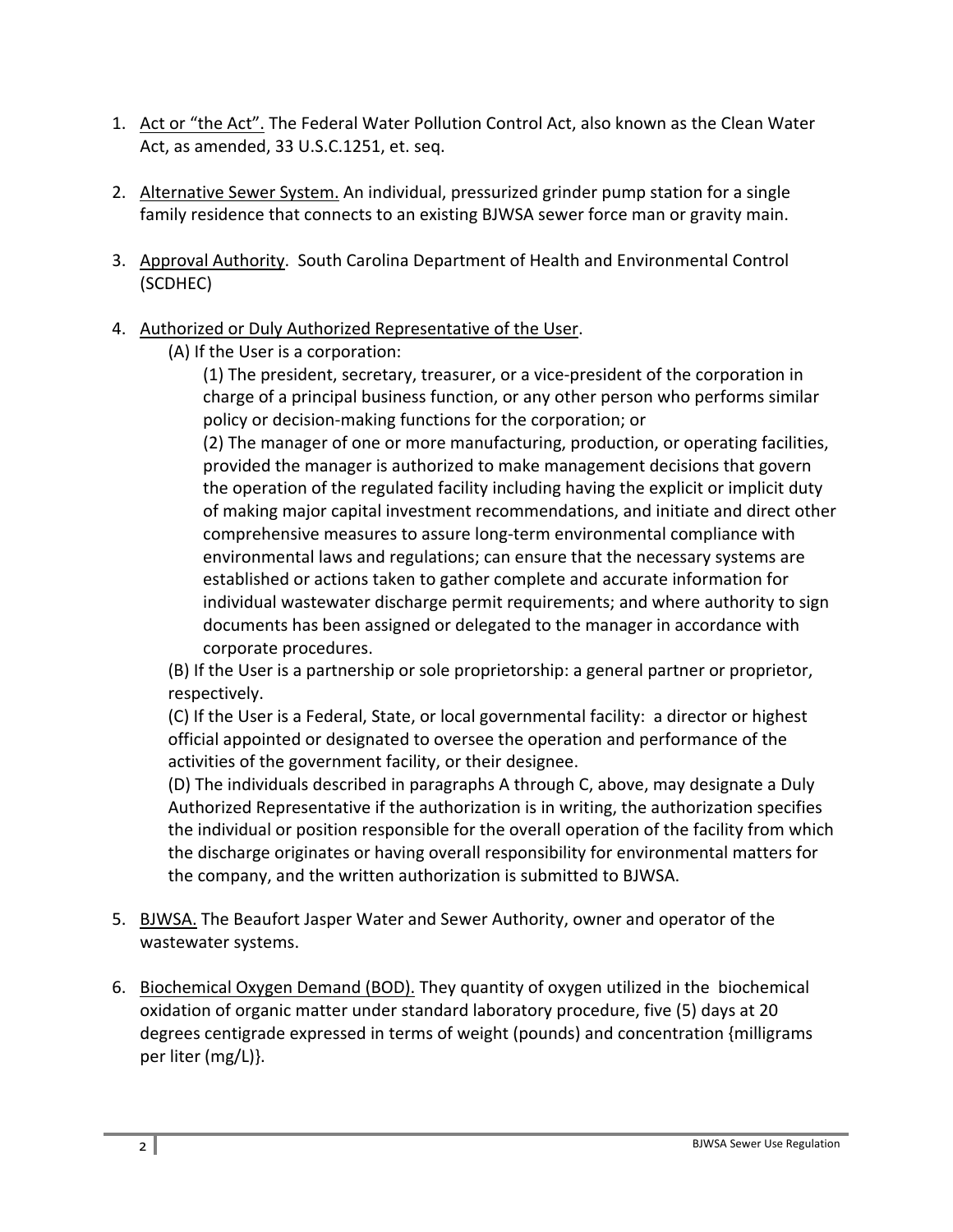1. Act or “the Act”. The Federal Water Pollution Control Act, also known as the Clean Water Act, as amended, 33 U.S.C.1251, et. seq.

2. Alternative Sewer System. An individual, pressurized grinder pump station for a single family residence that connects to an existing BJWSA sewer force man or gravity main.

3. Approval Authority. South Carolina Department of Health and Environmental Control (SCDHEC)

4. Authorized or Duly Authorized Representative of the User.

   (A) If the User is a corporation:

   (1) The president, secretary, treasurer, or a vice-president of the corporation in charge of a principal business function, or any other person who performs similar policy or decision-making functions for the corporation; or

   (2) The manager of one or more manufacturing, production, or operating facilities, provided the manager is authorized to make management decisions that govern the operation of the regulated facility including having the explicit or implicit duty of making major capital investment recommendations, and initiate and direct other comprehensive measures to assure long-term environmental compliance with environmental laws and regulations; can ensure that the necessary systems are established or actions taken to gather complete and accurate information for individual wastewater discharge permit requirements; and where authority to sign documents has been assigned or delegated to the manager in accordance with corporate procedures.

   (B) If the User is a partnership or sole proprietorship: a general partner or proprietor, respectively.

   (C) If the User is a Federal, State, or local governmental facility: a director or highest official appointed or designated to oversee the operation and performance of the activities of the government facility, or their designee.

   (D) The individuals described in paragraphs A through C, above, may designate a Duly Authorized Representative if the authorization is in writing, the authorization specifies the individual or position responsible for the overall operation of the facility from which the discharge originates or having overall responsibility for environmental matters for the company, and the written authorization is submitted to BJWSA.

5. BJWSA. The Beaufort Jasper Water and Sewer Authority, owner and operator of the wastewater systems.

6. Biochemical Oxygen Demand (BOD). They quantity of oxygen utilized in the biochemical oxidation of organic matter under standard laboratory procedure, five (5) days at 20 degrees centigrade expressed in terms of weight (pounds) and concentration {milligrams per liter (mg/L)}.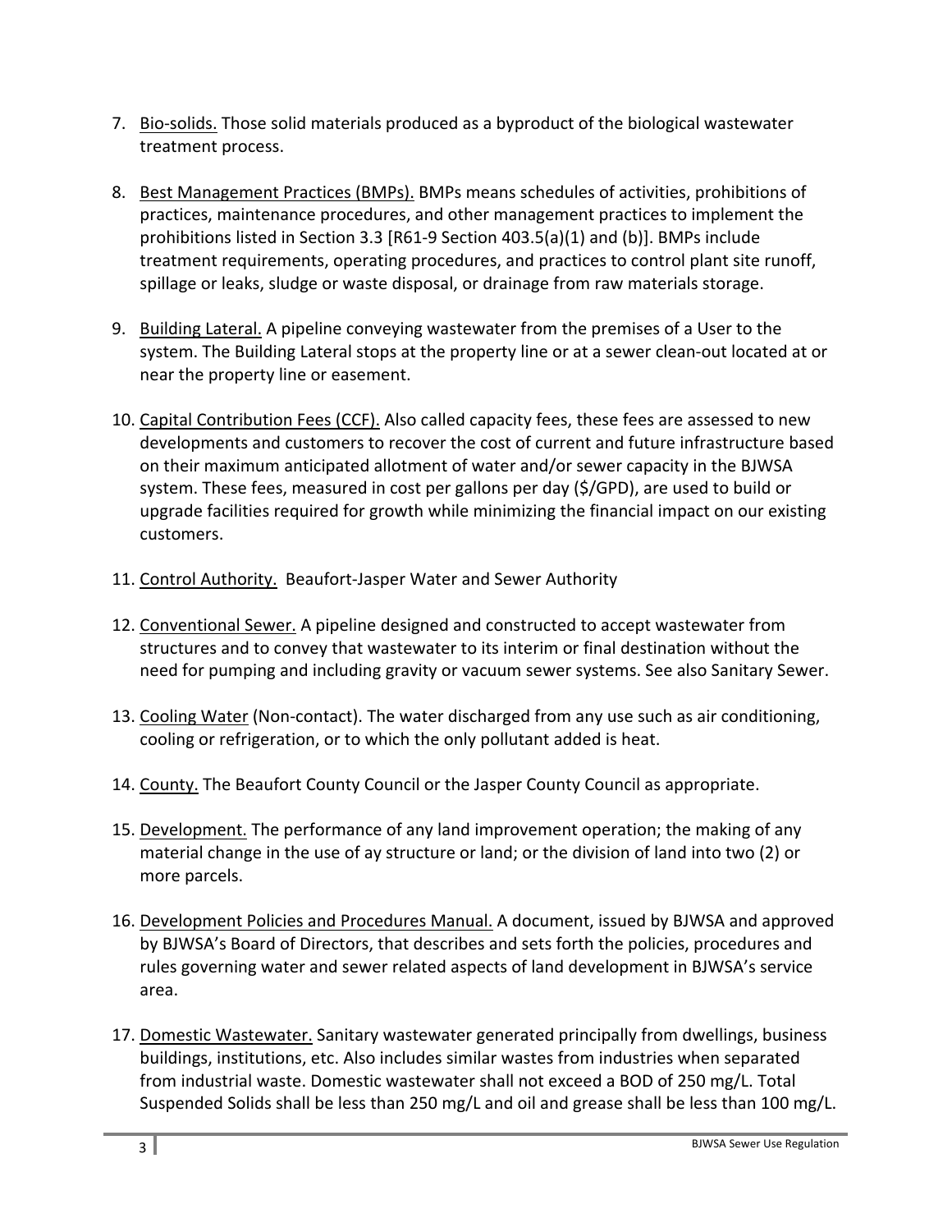7. Bio-solids. Those solid materials produced as a byproduct of the biological wastewater treatment process.

8. Best Management Practices (BMPs). BMPs means schedules of activities, prohibitions of practices, maintenance procedures, and other management practices to implement the prohibitions listed in Section 3.3 [R61-9 Section 403.5(a)(1) and (b)]. BMPs include treatment requirements, operating procedures, and practices to control plant site runoff, spillage or leaks, sludge or waste disposal, or drainage from raw materials storage.

9. Building Lateral. A pipeline conveying wastewater from the premises of a User to the system. The Building Lateral stops at the property line or at a sewer clean-out located at or near the property line or easement.

10. Capital Contribution Fees (CCF). Also called capacity fees, these fees are assessed to new developments and customers to recover the cost of current and future infrastructure based on their maximum anticipated allotment of water and/or sewer capacity in the BJWSA system. These fees, measured in cost per gallons per day ($/GPD), are used to build or upgrade facilities required for growth while minimizing the financial impact on our existing customers.

11. Control Authority. Beaufort-Jasper Water and Sewer Authority

12. Conventional Sewer. A pipeline designed and constructed to accept wastewater from structures and to convey that wastewater to its interim or final destination without the need for pumping and including gravity or vacuum sewer systems. See also Sanitary Sewer.

13. Cooling Water (Non-contact). The water discharged from any use such as air conditioning, cooling or refrigeration, or to which the only pollutant added is heat.

14. County. The Beaufort County Council or the Jasper County Council as appropriate.

15. Development. The performance of any land improvement operation; the making of any material change in the use of ay structure or land; or the division of land into two (2) or more parcels.

16. Development Policies and Procedures Manual. A document, issued by BJWSA and approved by BJWSA's Board of Directors, that describes and sets forth the policies, procedures and rules governing water and sewer related aspects of land development in BJWSA's service area.

17. Domestic Wastewater. Sanitary wastewater generated principally from dwellings, business buildings, institutions, etc. Also includes similar wastes from industries when separated from industrial waste. Domestic wastewater shall not exceed a BOD of 250 mg/L. Total Suspended Solids shall be less than 250 mg/L and oil and grease shall be less than 100 mg/L.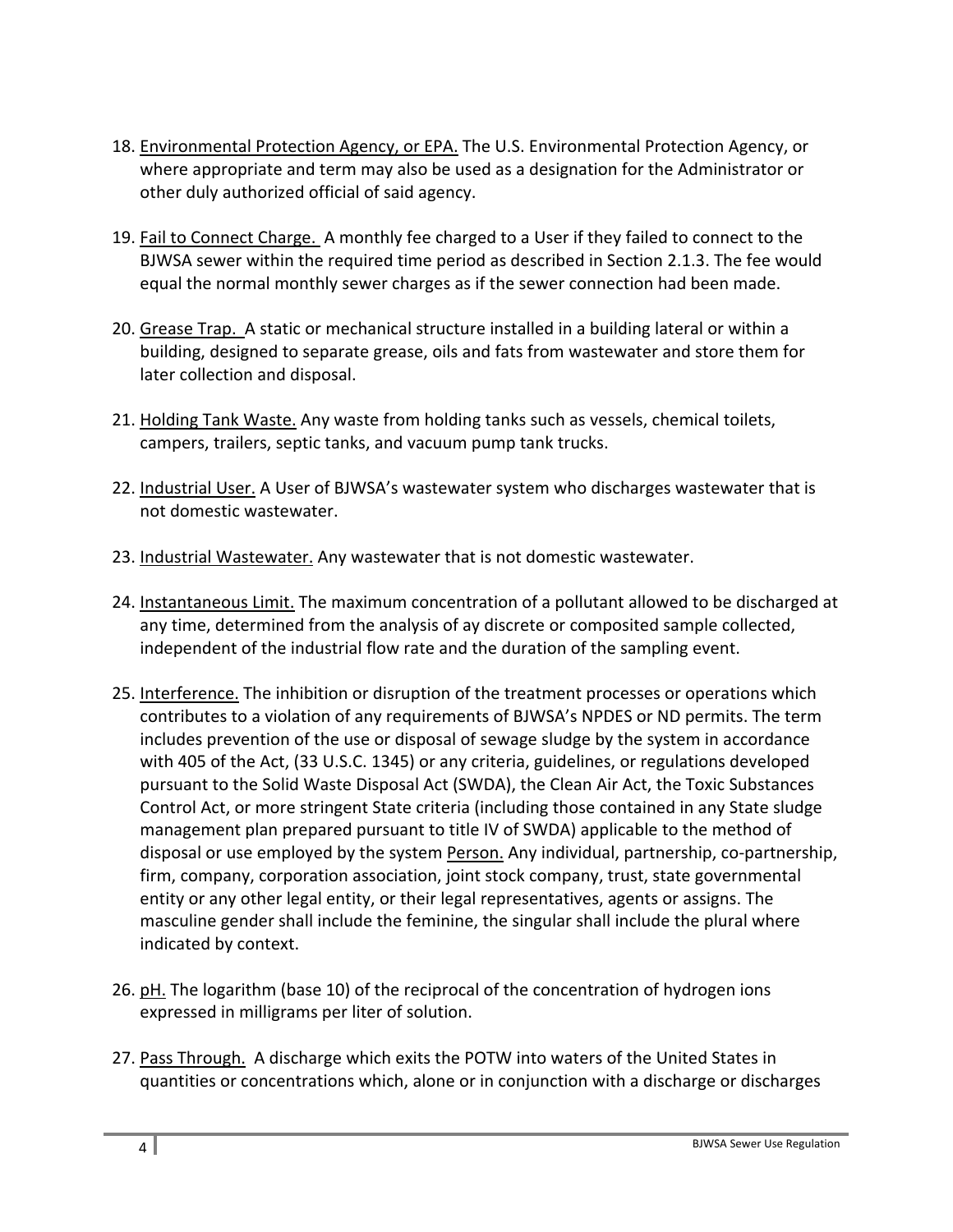18. Environmental Protection Agency, or EPA. The U.S. Environmental Protection Agency, or where appropriate and term may also be used as a designation for the Administrator or other duly authorized official of said agency.

19. Fail to Connect Charge. A monthly fee charged to a User if they failed to connect to the BJWSA sewer within the required time period as described in Section 2.1.3. The fee would equal the normal monthly sewer charges as if the sewer connection had been made.

20. Grease Trap. A static or mechanical structure installed in a building lateral or within a building, designed to separate grease, oils and fats from wastewater and store them for later collection and disposal.

21. Holding Tank Waste. Any waste from holding tanks such as vessels, chemical toilets, campers, trailers, septic tanks, and vacuum pump tank trucks.

22. Industrial User. A User of BJWSA's wastewater system who discharges wastewater that is not domestic wastewater.

23. Industrial Wastewater. Any wastewater that is not domestic wastewater.

24. Instantaneous Limit. The maximum concentration of a pollutant allowed to be discharged at any time, determined from the analysis of ay discrete or composited sample collected, independent of the industrial flow rate and the duration of the sampling event.

25. Interference. The inhibition or disruption of the treatment processes or operations which contributes to a violation of any requirements of BJWSA's NPDES or ND permits. The term includes prevention of the use or disposal of sewage sludge by the system in accordance with 405 of the Act, (33 U.S.C. 1345) or any criteria, guidelines, or regulations developed pursuant to the Solid Waste Disposal Act (SWDA), the Clean Air Act, the Toxic Substances Control Act, or more stringent State criteria (including those contained in any State sludge management plan prepared pursuant to title IV of SWDA) applicable to the method of disposal or use employed by the system Person. Any individual, partnership, co-partnership, firm, company, corporation association, joint stock company, trust, state governmental entity or any other legal entity, or their legal representatives, agents or assigns. The masculine gender shall include the feminine, the singular shall include the plural where indicated by context.

26. pH. The logarithm (base 10) of the reciprocal of the concentration of hydrogen ions expressed in milligrams per liter of solution.

27. Pass Through. A discharge which exits the POTW into waters of the United States in quantities or concentrations which, alone or in conjunction with a discharge or discharges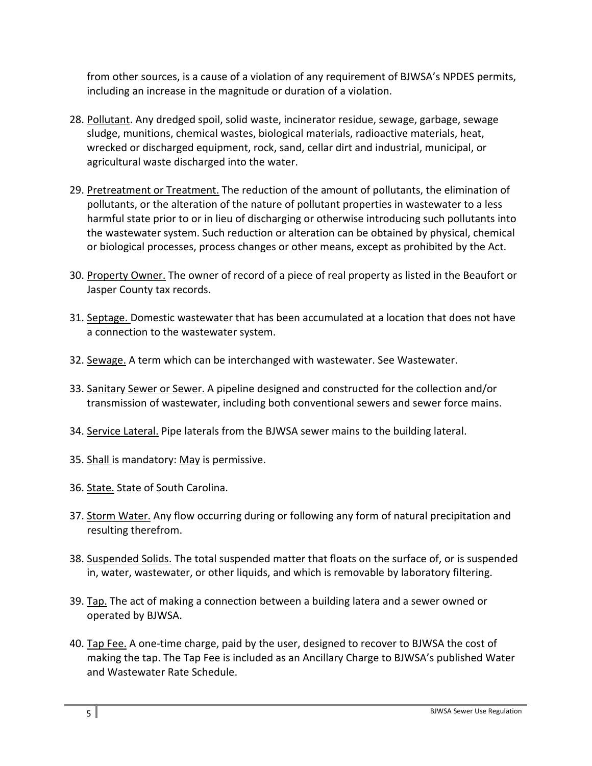from other sources, is a cause of a violation of any requirement of BJWSA's NPDES permits, including an increase in the magnitude or duration of a violation.

28. Pollutant. Any dredged spoil, solid waste, incinerator residue, sewage, garbage, sewage sludge, munitions, chemical wastes, biological materials, radioactive materials, heat, wrecked or discharged equipment, rock, sand, cellar dirt and industrial, municipal, or agricultural waste discharged into the water.

29. Pretreatment or Treatment. The reduction of the amount of pollutants, the elimination of pollutants, or the alteration of the nature of pollutant properties in wastewater to a less harmful state prior to or in lieu of discharging or otherwise introducing such pollutants into the wastewater system. Such reduction or alteration can be obtained by physical, chemical or biological processes, process changes or other means, except as prohibited by the Act.

30. Property Owner. The owner of record of a piece of real property as listed in the Beaufort or Jasper County tax records.

31. Septage. Domestic wastewater that has been accumulated at a location that does not have a connection to the wastewater system.

32. Sewage. A term which can be interchanged with wastewater. See Wastewater.

33. Sanitary Sewer or Sewer. A pipeline designed and constructed for the collection and/or transmission of wastewater, including both conventional sewers and sewer force mains.

34. Service Lateral. Pipe laterals from the BJWSA sewer mains to the building lateral.

35. Shall is mandatory: May is permissive.

36. State. State of South Carolina.

37. Storm Water. Any flow occurring during or following any form of natural precipitation and resulting therefrom.

38. Suspended Solids. The total suspended matter that floats on the surface of, or is suspended in, water, wastewater, or other liquids, and which is removable by laboratory filtering.

39. Tap. The act of making a connection between a building latera and a sewer owned or operated by BJWSA.

40. Tap Fee. A one-time charge, paid by the user, designed to recover to BJWSA the cost of making the tap. The Tap Fee is included as an Ancillary Charge to BJWSA's published Water and Wastewater Rate Schedule.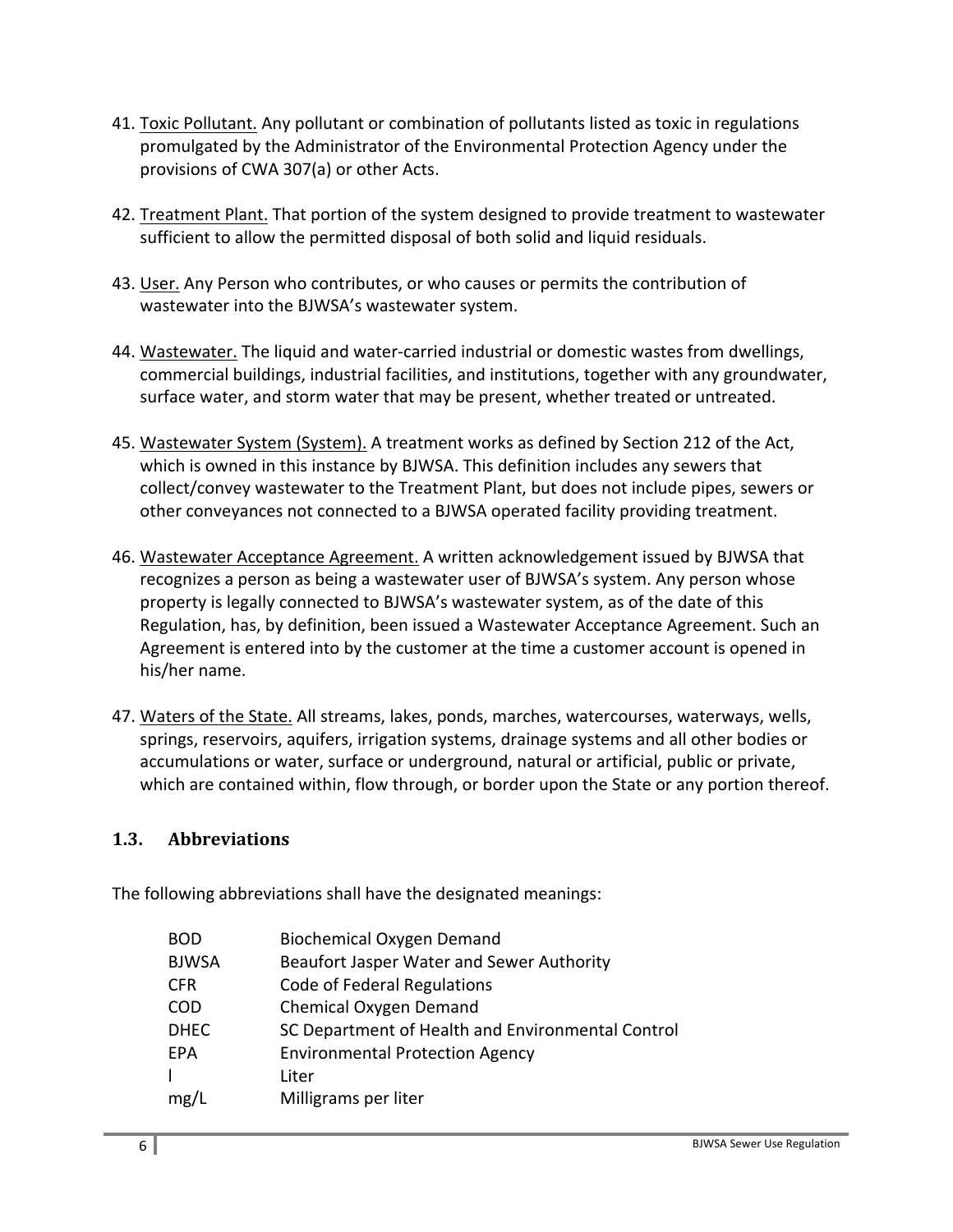41. Toxic Pollutant. Any pollutant or combination of pollutants listed as toxic in regulations promulgated by the Administrator of the Environmental Protection Agency under the provisions of CWA 307(a) or other Acts.

42. Treatment Plant. That portion of the system designed to provide treatment to wastewater sufficient to allow the permitted disposal of both solid and liquid residuals.

43. User. Any Person who contributes, or who causes or permits the contribution of wastewater into the BJWSA's wastewater system.

44. Wastewater. The liquid and water-carried industrial or domestic wastes from dwellings, commercial buildings, industrial facilities, and institutions, together with any groundwater, surface water, and storm water that may be present, whether treated or untreated.

45. Wastewater System (System). A treatment works as defined by Section 212 of the Act, which is owned in this instance by BJWSA. This definition includes any sewers that collect/convey wastewater to the Treatment Plant, but does not include pipes, sewers or other conveyances not connected to a BJWSA operated facility providing treatment.

46. Wastewater Acceptance Agreement. A written acknowledgement issued by BJWSA that recognizes a person as being a wastewater user of BJWSA's system. Any person whose property is legally connected to BJWSA's wastewater system, as of the date of this Regulation, has, by definition, been issued a Wastewater Acceptance Agreement. Such an Agreement is entered into by the customer at the time a customer account is opened in his/her name.

47. Waters of the State. All streams, lakes, ponds, marches, watercourses, waterways, wells, springs, reservoirs, aquifers, irrigation systems, drainage systems and all other bodies or accumulations or water, surface or underground, natural or artificial, public or private, which are contained within, flow through, or border upon the State or any portion thereof.

### 1.3. Abbreviations

The following abbreviations shall have the designated meanings:

| | |
|---|---|
| BOD | Biochemical Oxygen Demand |
| BJWSA | Beaufort Jasper Water and Sewer Authority |
| CFR | Code of Federal Regulations |
| COD | Chemical Oxygen Demand |
| DHEC | SC Department of Health and Environmental Control |
| EPA | Environmental Protection Agency |
| l | Liter |
| mg/L | Milligrams per liter |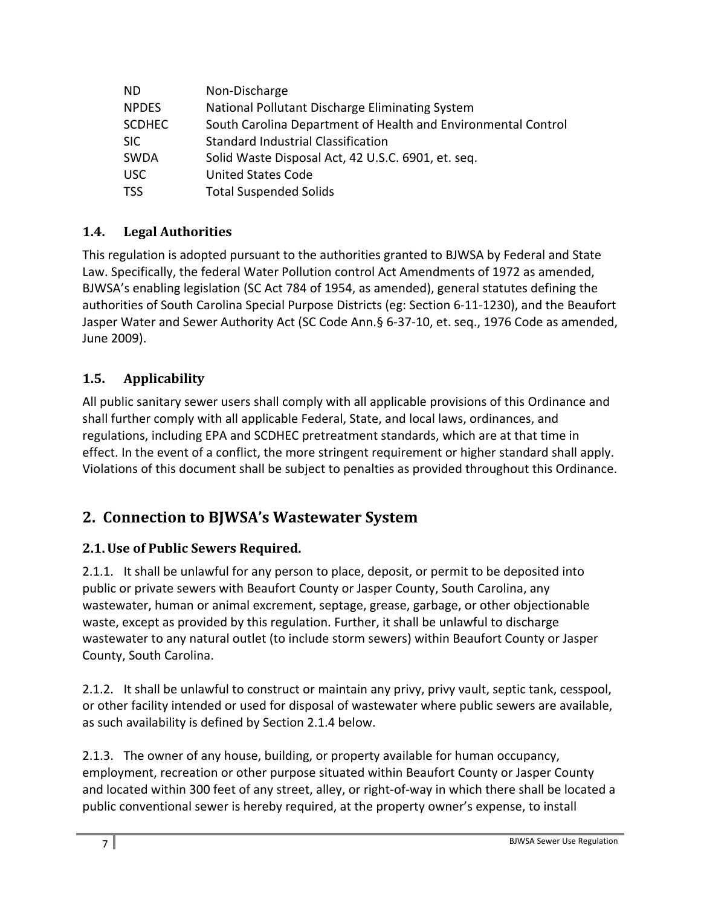| | |
|---|---|
| ND | Non-Discharge |
| NPDES | National Pollutant Discharge Eliminating System |
| SCDHEC | South Carolina Department of Health and Environmental Control |
| SIC | Standard Industrial Classification |
| SWDA | Solid Waste Disposal Act, 42 U.S.C. 6901, et. seq. |
| USC | United States Code |
| TSS | Total Suspended Solids |

### 1.4. Legal Authorities

This regulation is adopted pursuant to the authorities granted to BJWSA by Federal and State Law. Specifically, the federal Water Pollution control Act Amendments of 1972 as amended, BJWSA's enabling legislation (SC Act 784 of 1954, as amended), general statutes defining the authorities of South Carolina Special Purpose Districts (eg: Section 6-11-1230), and the Beaufort Jasper Water and Sewer Authority Act (SC Code Ann.§ 6-37-10, et. seq., 1976 Code as amended, June 2009).

### 1.5. Applicability

All public sanitary sewer users shall comply with all applicable provisions of this Ordinance and shall further comply with all applicable Federal, State, and local laws, ordinances, and regulations, including EPA and SCDHEC pretreatment standards, which are at that time in effect. In the event of a conflict, the more stringent requirement or higher standard shall apply. Violations of this document shall be subject to penalties as provided throughout this Ordinance.

## 2. Connection to BJWSA's Wastewater System

### 2.1. Use of Public Sewers Required.

2.1.1. It shall be unlawful for any person to place, deposit, or permit to be deposited into public or private sewers with Beaufort County or Jasper County, South Carolina, any wastewater, human or animal excrement, septage, grease, garbage, or other objectionable waste, except as provided by this regulation. Further, it shall be unlawful to discharge wastewater to any natural outlet (to include storm sewers) within Beaufort County or Jasper County, South Carolina.

2.1.2. It shall be unlawful to construct or maintain any privy, privy vault, septic tank, cesspool, or other facility intended or used for disposal of wastewater where public sewers are available, as such availability is defined by Section 2.1.4 below.

2.1.3. The owner of any house, building, or property available for human occupancy, employment, recreation or other purpose situated within Beaufort County or Jasper County and located within 300 feet of any street, alley, or right-of-way in which there shall be located a public conventional sewer is hereby required, at the property owner's expense, to install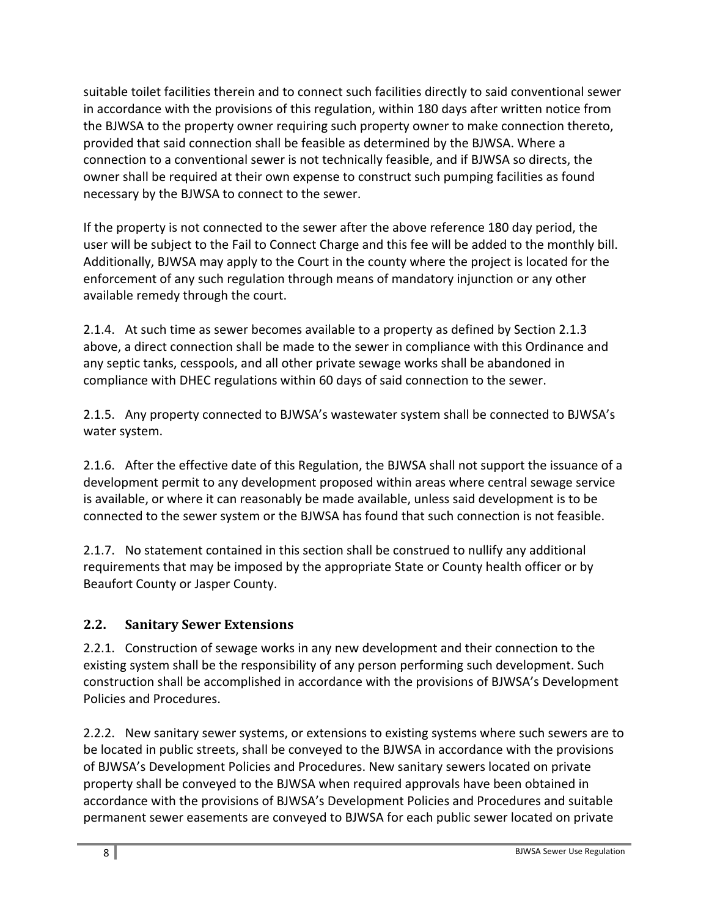suitable toilet facilities therein and to connect such facilities directly to said conventional sewer in accordance with the provisions of this regulation, within 180 days after written notice from the BJWSA to the property owner requiring such property owner to make connection thereto, provided that said connection shall be feasible as determined by the BJWSA. Where a connection to a conventional sewer is not technically feasible, and if BJWSA so directs, the owner shall be required at their own expense to construct such pumping facilities as found necessary by the BJWSA to connect to the sewer.

If the property is not connected to the sewer after the above reference 180 day period, the user will be subject to the Fail to Connect Charge and this fee will be added to the monthly bill. Additionally, BJWSA may apply to the Court in the county where the project is located for the enforcement of any such regulation through means of mandatory injunction or any other available remedy through the court.

2.1.4. At such time as sewer becomes available to a property as defined by Section 2.1.3 above, a direct connection shall be made to the sewer in compliance with this Ordinance and any septic tanks, cesspools, and all other private sewage works shall be abandoned in compliance with DHEC regulations within 60 days of said connection to the sewer.

2.1.5. Any property connected to BJWSA's wastewater system shall be connected to BJWSA's water system.

2.1.6. After the effective date of this Regulation, the BJWSA shall not support the issuance of a development permit to any development proposed within areas where central sewage service is available, or where it can reasonably be made available, unless said development is to be connected to the sewer system or the BJWSA has found that such connection is not feasible.

2.1.7. No statement contained in this section shall be construed to nullify any additional requirements that may be imposed by the appropriate State or County health officer or by Beaufort County or Jasper County.

## 2.2. Sanitary Sewer Extensions

2.2.1. Construction of sewage works in any new development and their connection to the existing system shall be the responsibility of any person performing such development. Such construction shall be accomplished in accordance with the provisions of BJWSA's Development Policies and Procedures.

2.2.2. New sanitary sewer systems, or extensions to existing systems where such sewers are to be located in public streets, shall be conveyed to the BJWSA in accordance with the provisions of BJWSA's Development Policies and Procedures. New sanitary sewers located on private property shall be conveyed to the BJWSA when required approvals have been obtained in accordance with the provisions of BJWSA's Development Policies and Procedures and suitable permanent sewer easements are conveyed to BJWSA for each public sewer located on private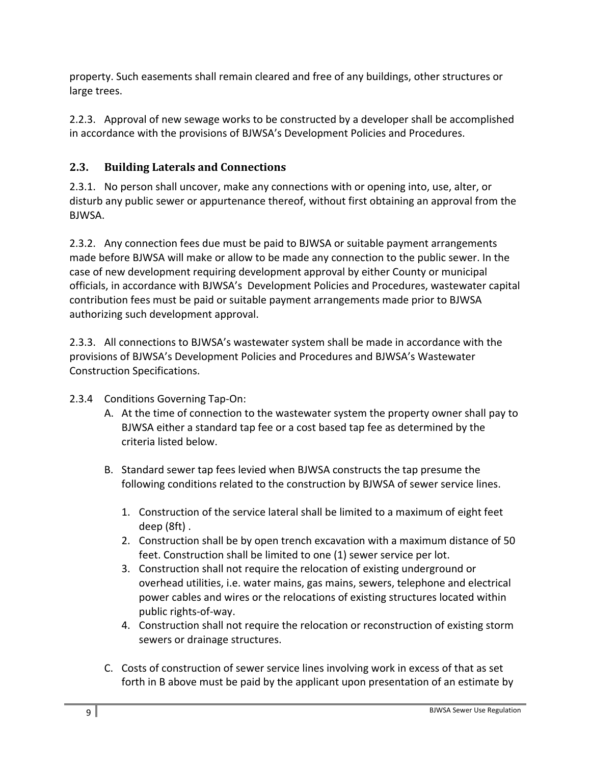property. Such easements shall remain cleared and free of any buildings, other structures or large trees.

2.2.3. Approval of new sewage works to be constructed by a developer shall be accomplished in accordance with the provisions of BJWSA's Development Policies and Procedures.

## 2.3. Building Laterals and Connections

2.3.1. No person shall uncover, make any connections with or opening into, use, alter, or disturb any public sewer or appurtenance thereof, without first obtaining an approval from the BJWSA.

2.3.2. Any connection fees due must be paid to BJWSA or suitable payment arrangements made before BJWSA will make or allow to be made any connection to the public sewer. In the case of new development requiring development approval by either County or municipal officials, in accordance with BJWSA's Development Policies and Procedures, wastewater capital contribution fees must be paid or suitable payment arrangements made prior to BJWSA authorizing such development approval.

2.3.3. All connections to BJWSA's wastewater system shall be made in accordance with the provisions of BJWSA's Development Policies and Procedures and BJWSA's Wastewater Construction Specifications.

2.3.4 Conditions Governing Tap-On:

A. At the time of connection to the wastewater system the property owner shall pay to BJWSA either a standard tap fee or a cost based tap fee as determined by the criteria listed below.

B. Standard sewer tap fees levied when BJWSA constructs the tap presume the following conditions related to the construction by BJWSA of sewer service lines.

   1. Construction of the service lateral shall be limited to a maximum of eight feet deep (8ft) .
   2. Construction shall be by open trench excavation with a maximum distance of 50 feet. Construction shall be limited to one (1) sewer service per lot.
   3. Construction shall not require the relocation of existing underground or overhead utilities, i.e. water mains, gas mains, sewers, telephone and electrical power cables and wires or the relocations of existing structures located within public rights-of-way.
   4. Construction shall not require the relocation or reconstruction of existing storm sewers or drainage structures.

C. Costs of construction of sewer service lines involving work in excess of that as set forth in B above must be paid by the applicant upon presentation of an estimate by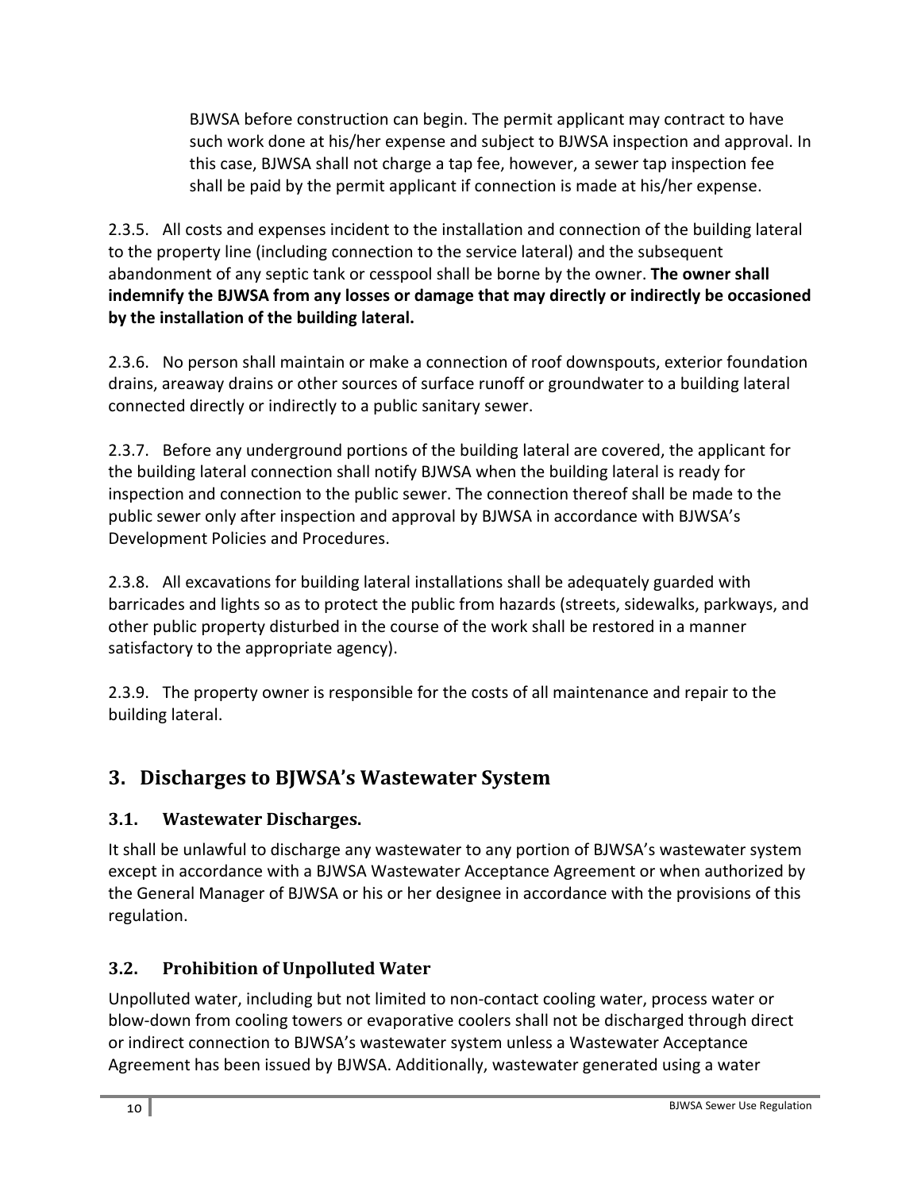BJWSA before construction can begin. The permit applicant may contract to have such work done at his/her expense and subject to BJWSA inspection and approval. In this case, BJWSA shall not charge a tap fee, however, a sewer tap inspection fee shall be paid by the permit applicant if connection is made at his/her expense.

2.3.5. All costs and expenses incident to the installation and connection of the building lateral to the property line (including connection to the service lateral) and the subsequent abandonment of any septic tank or cesspool shall be borne by the owner. **The owner shall indemnify the BJWSA from any losses or damage that may directly or indirectly be occasioned by the installation of the building lateral.**

2.3.6. No person shall maintain or make a connection of roof downspouts, exterior foundation drains, areaway drains or other sources of surface runoff or groundwater to a building lateral connected directly or indirectly to a public sanitary sewer.

2.3.7. Before any underground portions of the building lateral are covered, the applicant for the building lateral connection shall notify BJWSA when the building lateral is ready for inspection and connection to the public sewer. The connection thereof shall be made to the public sewer only after inspection and approval by BJWSA in accordance with BJWSA's Development Policies and Procedures.

2.3.8. All excavations for building lateral installations shall be adequately guarded with barricades and lights so as to protect the public from hazards (streets, sidewalks, parkways, and other public property disturbed in the course of the work shall be restored in a manner satisfactory to the appropriate agency).

2.3.9. The property owner is responsible for the costs of all maintenance and repair to the building lateral.

# 3. Discharges to BJWSA's Wastewater System

## 3.1. Wastewater Discharges.

It shall be unlawful to discharge any wastewater to any portion of BJWSA's wastewater system except in accordance with a BJWSA Wastewater Acceptance Agreement or when authorized by the General Manager of BJWSA or his or her designee in accordance with the provisions of this regulation.

## 3.2. Prohibition of Unpolluted Water

Unpolluted water, including but not limited to non-contact cooling water, process water or blow-down from cooling towers or evaporative coolers shall not be discharged through direct or indirect connection to BJWSA's wastewater system unless a Wastewater Acceptance Agreement has been issued by BJWSA. Additionally, wastewater generated using a water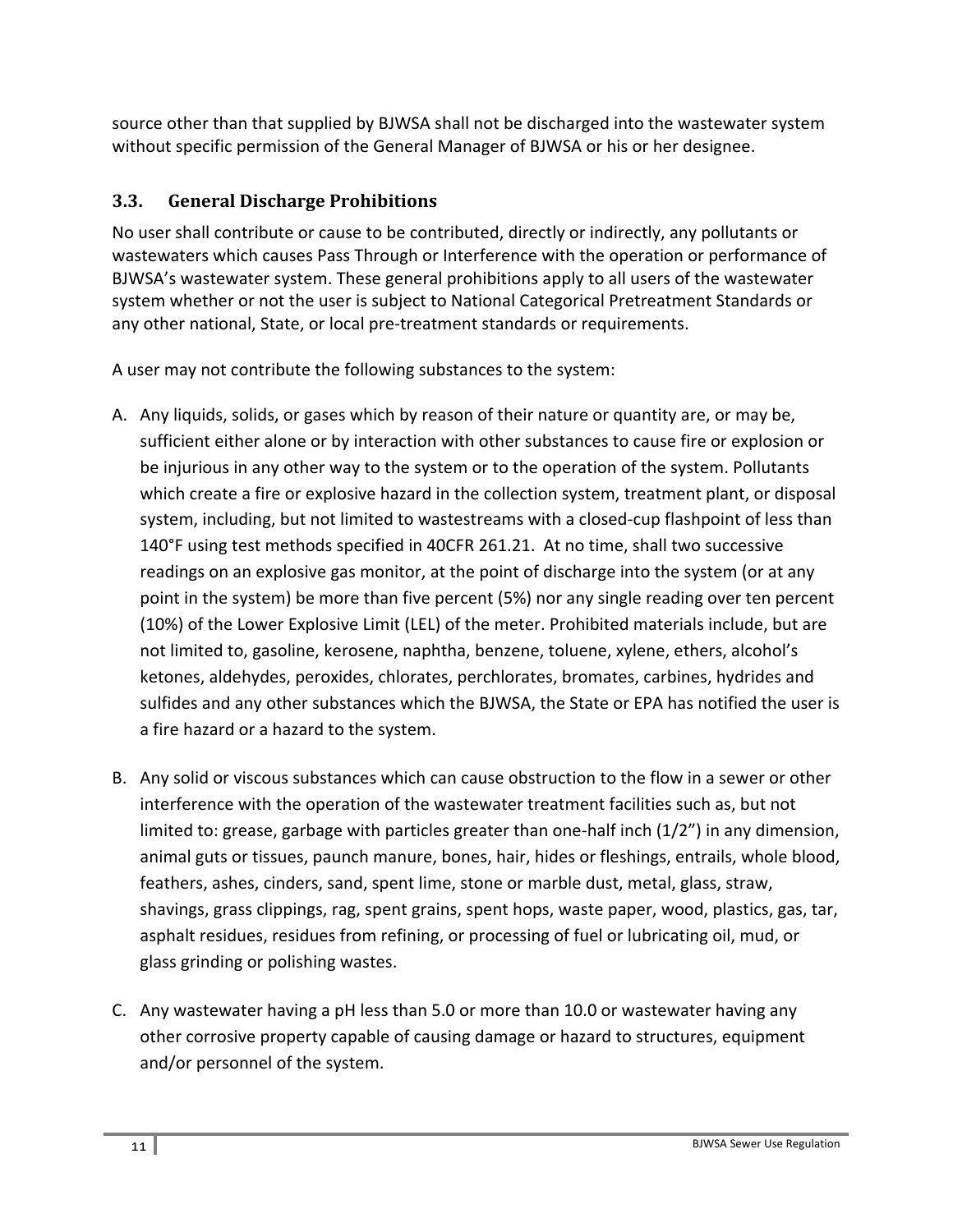source other than that supplied by BJWSA shall not be discharged into the wastewater system without specific permission of the General Manager of BJWSA or his or her designee.

### 3.3. General Discharge Prohibitions

No user shall contribute or cause to be contributed, directly or indirectly, any pollutants or wastewaters which causes Pass Through or Interference with the operation or performance of BJWSA's wastewater system. These general prohibitions apply to all users of the wastewater system whether or not the user is subject to National Categorical Pretreatment Standards or any other national, State, or local pre-treatment standards or requirements.

A user may not contribute the following substances to the system:

A. Any liquids, solids, or gases which by reason of their nature or quantity are, or may be, sufficient either alone or by interaction with other substances to cause fire or explosion or be injurious in any other way to the system or to the operation of the system. Pollutants which create a fire or explosive hazard in the collection system, treatment plant, or disposal system, including, but not limited to wastestreams with a closed-cup flashpoint of less than 140°F using test methods specified in 40CFR 261.21. At no time, shall two successive readings on an explosive gas monitor, at the point of discharge into the system (or at any point in the system) be more than five percent (5%) nor any single reading over ten percent (10%) of the Lower Explosive Limit (LEL) of the meter. Prohibited materials include, but are not limited to, gasoline, kerosene, naphtha, benzene, toluene, xylene, ethers, alcohol's ketones, aldehydes, peroxides, chlorates, perchlorates, bromates, carbines, hydrides and sulfides and any other substances which the BJWSA, the State or EPA has notified the user is a fire hazard or a hazard to the system.

B. Any solid or viscous substances which can cause obstruction to the flow in a sewer or other interference with the operation of the wastewater treatment facilities such as, but not limited to: grease, garbage with particles greater than one-half inch (1/2") in any dimension, animal guts or tissues, paunch manure, bones, hair, hides or fleshings, entrails, whole blood, feathers, ashes, cinders, sand, spent lime, stone or marble dust, metal, glass, straw, shavings, grass clippings, rag, spent grains, spent hops, waste paper, wood, plastics, gas, tar, asphalt residues, residues from refining, or processing of fuel or lubricating oil, mud, or glass grinding or polishing wastes.

C. Any wastewater having a pH less than 5.0 or more than 10.0 or wastewater having any other corrosive property capable of causing damage or hazard to structures, equipment and/or personnel of the system.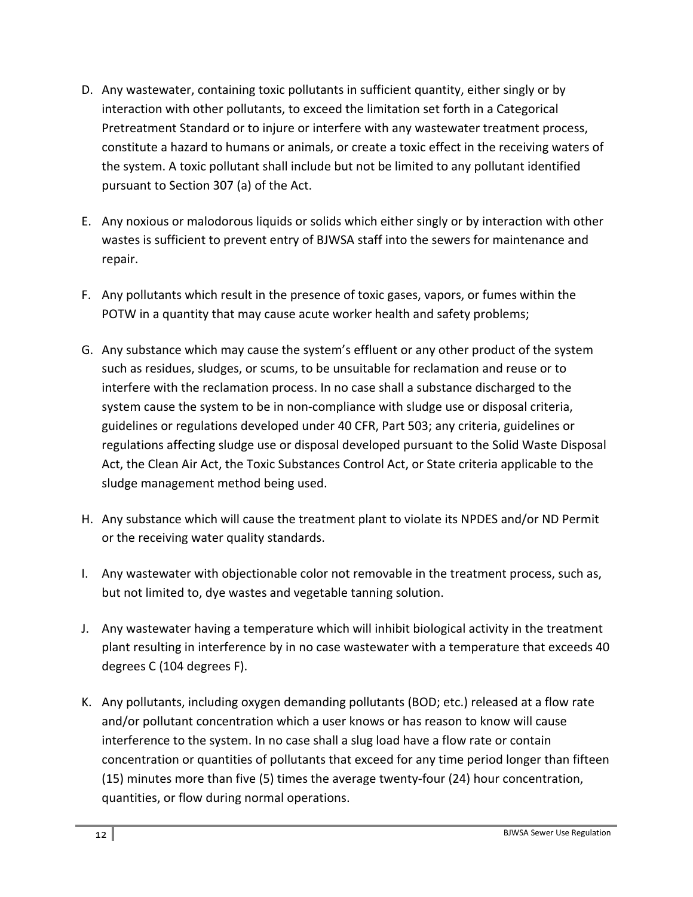D. Any wastewater, containing toxic pollutants in sufficient quantity, either singly or by interaction with other pollutants, to exceed the limitation set forth in a Categorical Pretreatment Standard or to injure or interfere with any wastewater treatment process, constitute a hazard to humans or animals, or create a toxic effect in the receiving waters of the system. A toxic pollutant shall include but not be limited to any pollutant identified pursuant to Section 307 (a) of the Act.

E. Any noxious or malodorous liquids or solids which either singly or by interaction with other wastes is sufficient to prevent entry of BJWSA staff into the sewers for maintenance and repair.

F. Any pollutants which result in the presence of toxic gases, vapors, or fumes within the POTW in a quantity that may cause acute worker health and safety problems;

G. Any substance which may cause the system's effluent or any other product of the system such as residues, sludges, or scums, to be unsuitable for reclamation and reuse or to interfere with the reclamation process. In no case shall a substance discharged to the system cause the system to be in non-compliance with sludge use or disposal criteria, guidelines or regulations developed under 40 CFR, Part 503; any criteria, guidelines or regulations affecting sludge use or disposal developed pursuant to the Solid Waste Disposal Act, the Clean Air Act, the Toxic Substances Control Act, or State criteria applicable to the sludge management method being used.

H. Any substance which will cause the treatment plant to violate its NPDES and/or ND Permit or the receiving water quality standards.

I. Any wastewater with objectionable color not removable in the treatment process, such as, but not limited to, dye wastes and vegetable tanning solution.

J. Any wastewater having a temperature which will inhibit biological activity in the treatment plant resulting in interference by in no case wastewater with a temperature that exceeds 40 degrees C (104 degrees F).

K. Any pollutants, including oxygen demanding pollutants (BOD; etc.) released at a flow rate and/or pollutant concentration which a user knows or has reason to know will cause interference to the system. In no case shall a slug load have a flow rate or contain concentration or quantities of pollutants that exceed for any time period longer than fifteen (15) minutes more than five (5) times the average twenty-four (24) hour concentration, quantities, or flow during normal operations.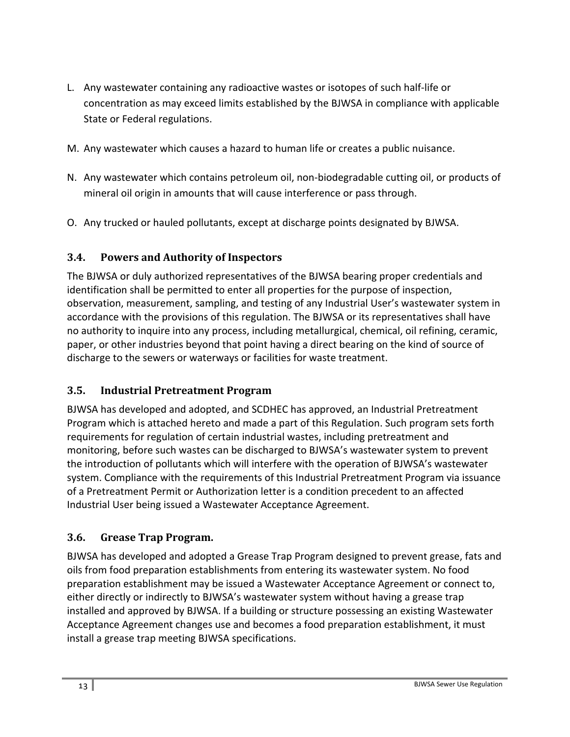L. Any wastewater containing any radioactive wastes or isotopes of such half-life or concentration as may exceed limits established by the BJWSA in compliance with applicable State or Federal regulations.

M. Any wastewater which causes a hazard to human life or creates a public nuisance.

N. Any wastewater which contains petroleum oil, non-biodegradable cutting oil, or products of mineral oil origin in amounts that will cause interference or pass through.

O. Any trucked or hauled pollutants, except at discharge points designated by BJWSA.

### 3.4. Powers and Authority of Inspectors

The BJWSA or duly authorized representatives of the BJWSA bearing proper credentials and identification shall be permitted to enter all properties for the purpose of inspection, observation, measurement, sampling, and testing of any Industrial User's wastewater system in accordance with the provisions of this regulation. The BJWSA or its representatives shall have no authority to inquire into any process, including metallurgical, chemical, oil refining, ceramic, paper, or other industries beyond that point having a direct bearing on the kind of source of discharge to the sewers or waterways or facilities for waste treatment.

### 3.5. Industrial Pretreatment Program

BJWSA has developed and adopted, and SCDHEC has approved, an Industrial Pretreatment Program which is attached hereto and made a part of this Regulation. Such program sets forth requirements for regulation of certain industrial wastes, including pretreatment and monitoring, before such wastes can be discharged to BJWSA's wastewater system to prevent the introduction of pollutants which will interfere with the operation of BJWSA's wastewater system. Compliance with the requirements of this Industrial Pretreatment Program via issuance of a Pretreatment Permit or Authorization letter is a condition precedent to an affected Industrial User being issued a Wastewater Acceptance Agreement.

### 3.6. Grease Trap Program.

BJWSA has developed and adopted a Grease Trap Program designed to prevent grease, fats and oils from food preparation establishments from entering its wastewater system. No food preparation establishment may be issued a Wastewater Acceptance Agreement or connect to, either directly or indirectly to BJWSA's wastewater system without having a grease trap installed and approved by BJWSA. If a building or structure possessing an existing Wastewater Acceptance Agreement changes use and becomes a food preparation establishment, it must install a grease trap meeting BJWSA specifications.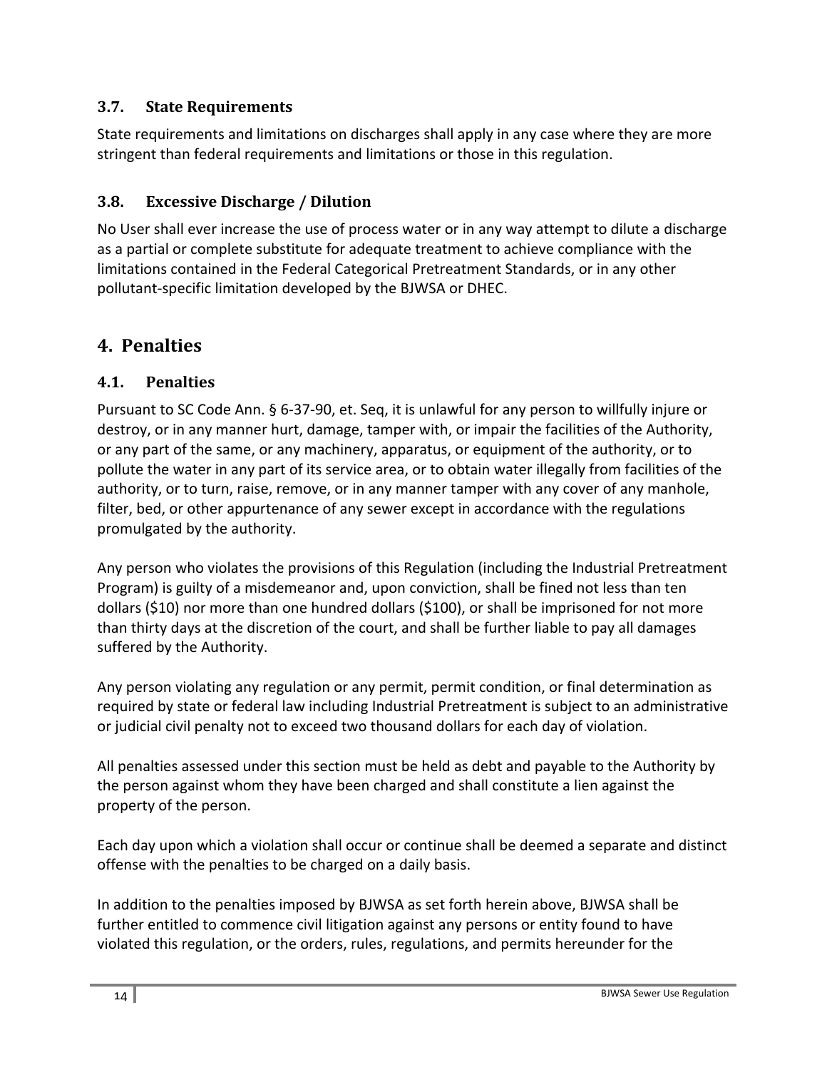### 3.7. State Requirements

State requirements and limitations on discharges shall apply in any case where they are more stringent than federal requirements and limitations or those in this regulation.

### 3.8. Excessive Discharge / Dilution

No User shall ever increase the use of process water or in any way attempt to dilute a discharge as a partial or complete substitute for adequate treatment to achieve compliance with the limitations contained in the Federal Categorical Pretreatment Standards, or in any other pollutant-specific limitation developed by the BJWSA or DHEC.

## 4. Penalties

### 4.1. Penalties

Pursuant to SC Code Ann. § 6-37-90, et. Seq, it is unlawful for any person to willfully injure or destroy, or in any manner hurt, damage, tamper with, or impair the facilities of the Authority, or any part of the same, or any machinery, apparatus, or equipment of the authority, or to pollute the water in any part of its service area, or to obtain water illegally from facilities of the authority, or to turn, raise, remove, or in any manner tamper with any cover of any manhole, filter, bed, or other appurtenance of any sewer except in accordance with the regulations promulgated by the authority.

Any person who violates the provisions of this Regulation (including the Industrial Pretreatment Program) is guilty of a misdemeanor and, upon conviction, shall be fined not less than ten dollars ($10) nor more than one hundred dollars ($100), or shall be imprisoned for not more than thirty days at the discretion of the court, and shall be further liable to pay all damages suffered by the Authority.

Any person violating any regulation or any permit, permit condition, or final determination as required by state or federal law including Industrial Pretreatment is subject to an administrative or judicial civil penalty not to exceed two thousand dollars for each day of violation.

All penalties assessed under this section must be held as debt and payable to the Authority by the person against whom they have been charged and shall constitute a lien against the property of the person.

Each day upon which a violation shall occur or continue shall be deemed a separate and distinct offense with the penalties to be charged on a daily basis.

In addition to the penalties imposed by BJWSA as set forth herein above, BJWSA shall be further entitled to commence civil litigation against any persons or entity found to have violated this regulation, or the orders, rules, regulations, and permits hereunder for the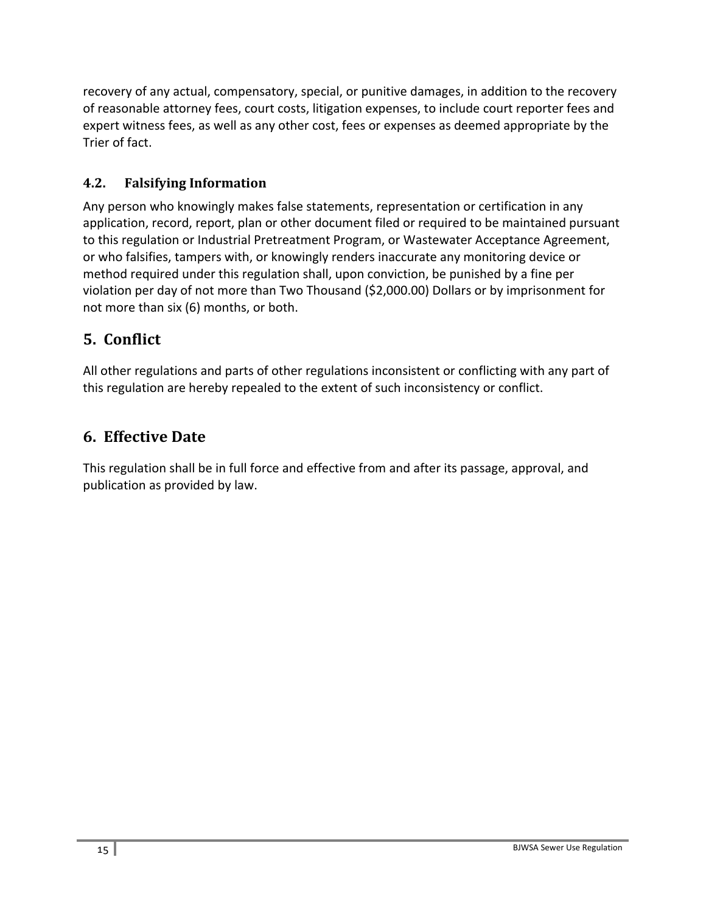recovery of any actual, compensatory, special, or punitive damages, in addition to the recovery of reasonable attorney fees, court costs, litigation expenses, to include court reporter fees and expert witness fees, as well as any other cost, fees or expenses as deemed appropriate by the Trier of fact.

### 4.2. Falsifying Information

Any person who knowingly makes false statements, representation or certification in any application, record, report, plan or other document filed or required to be maintained pursuant to this regulation or Industrial Pretreatment Program, or Wastewater Acceptance Agreement, or who falsifies, tampers with, or knowingly renders inaccurate any monitoring device or method required under this regulation shall, upon conviction, be punished by a fine per violation per day of not more than Two Thousand ($2,000.00) Dollars or by imprisonment for not more than six (6) months, or both.

## 5. Conflict

All other regulations and parts of other regulations inconsistent or conflicting with any part of this regulation are hereby repealed to the extent of such inconsistency or conflict.

## 6. Effective Date

This regulation shall be in full force and effective from and after its passage, approval, and publication as provided by law.